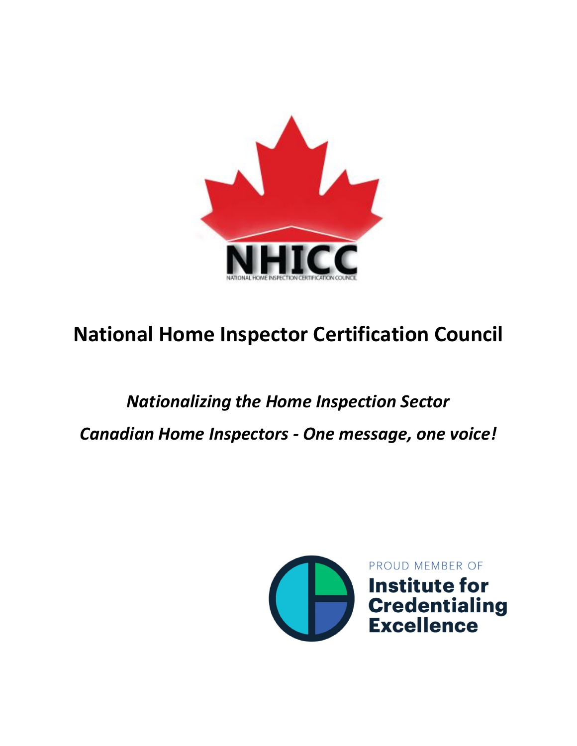# National Home Inspector Certification Council

## *Nationalizing the Home Inspection Sector*

## *Canadian Home Inspectors - One message, one voice!*

PROUD MEMBER OF
**Institute for Credentialing Excellence**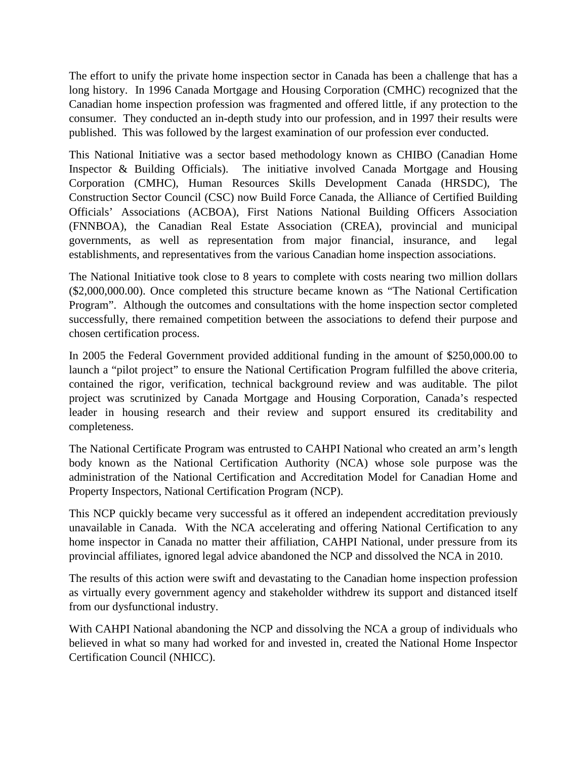The effort to unify the private home inspection sector in Canada has been a challenge that has a long history. In 1996 Canada Mortgage and Housing Corporation (CMHC) recognized that the Canadian home inspection profession was fragmented and offered little, if any protection to the consumer. They conducted an in-depth study into our profession, and in 1997 their results were published. This was followed by the largest examination of our profession ever conducted.

This National Initiative was a sector based methodology known as CHIBO (Canadian Home Inspector & Building Officials). The initiative involved Canada Mortgage and Housing Corporation (CMHC), Human Resources Skills Development Canada (HRSDC), The Construction Sector Council (CSC) now Build Force Canada, the Alliance of Certified Building Officials' Associations (ACBOA), First Nations National Building Officers Association (FNNBOA), the Canadian Real Estate Association (CREA), provincial and municipal governments, as well as representation from major financial, insurance, and legal establishments, and representatives from the various Canadian home inspection associations.

The National Initiative took close to 8 years to complete with costs nearing two million dollars ($2,000,000.00). Once completed this structure became known as "The National Certification Program". Although the outcomes and consultations with the home inspection sector completed successfully, there remained competition between the associations to defend their purpose and chosen certification process.

In 2005 the Federal Government provided additional funding in the amount of $250,000.00 to launch a "pilot project" to ensure the National Certification Program fulfilled the above criteria, contained the rigor, verification, technical background review and was auditable. The pilot project was scrutinized by Canada Mortgage and Housing Corporation, Canada's respected leader in housing research and their review and support ensured its creditability and completeness.

The National Certificate Program was entrusted to CAHPI National who created an arm's length body known as the National Certification Authority (NCA) whose sole purpose was the administration of the National Certification and Accreditation Model for Canadian Home and Property Inspectors, National Certification Program (NCP).

This NCP quickly became very successful as it offered an independent accreditation previously unavailable in Canada. With the NCA accelerating and offering National Certification to any home inspector in Canada no matter their affiliation, CAHPI National, under pressure from its provincial affiliates, ignored legal advice abandoned the NCP and dissolved the NCA in 2010.

The results of this action were swift and devastating to the Canadian home inspection profession as virtually every government agency and stakeholder withdrew its support and distanced itself from our dysfunctional industry.

With CAHPI National abandoning the NCP and dissolving the NCA a group of individuals who believed in what so many had worked for and invested in, created the National Home Inspector Certification Council (NHICC).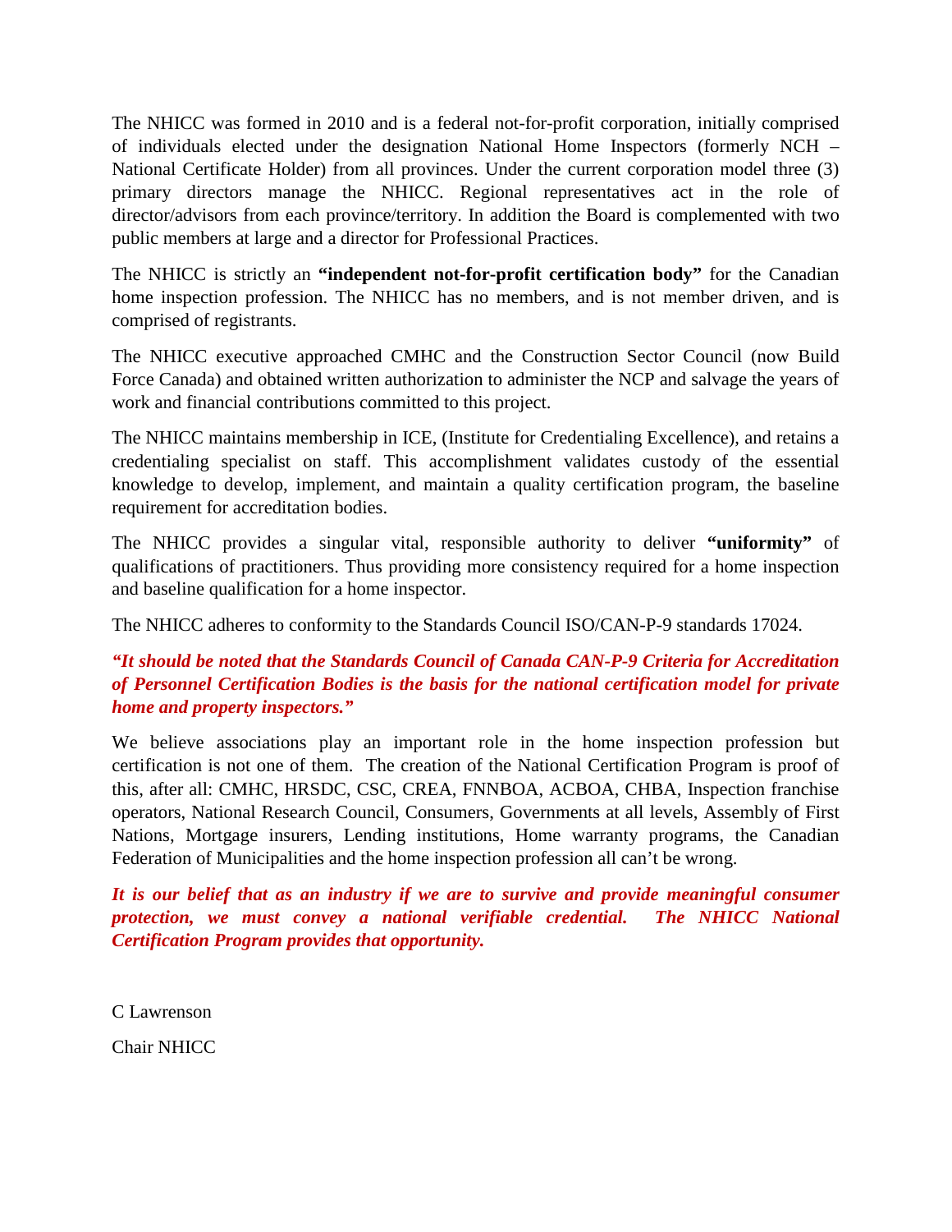The NHICC was formed in 2010 and is a federal not-for-profit corporation, initially comprised of individuals elected under the designation National Home Inspectors (formerly NCH – National Certificate Holder) from all provinces. Under the current corporation model three (3) primary directors manage the NHICC. Regional representatives act in the role of director/advisors from each province/territory. In addition the Board is complemented with two public members at large and a director for Professional Practices.

The NHICC is strictly an **"independent not-for-profit certification body"** for the Canadian home inspection profession. The NHICC has no members, and is not member driven, and is comprised of registrants.

The NHICC executive approached CMHC and the Construction Sector Council (now Build Force Canada) and obtained written authorization to administer the NCP and salvage the years of work and financial contributions committed to this project.

The NHICC maintains membership in ICE, (Institute for Credentialing Excellence), and retains a credentialing specialist on staff. This accomplishment validates custody of the essential knowledge to develop, implement, and maintain a quality certification program, the baseline requirement for accreditation bodies.

The NHICC provides a singular vital, responsible authority to deliver **"uniformity"** of qualifications of practitioners. Thus providing more consistency required for a home inspection and baseline qualification for a home inspector.

The NHICC adheres to conformity to the Standards Council ISO/CAN-P-9 standards 17024.

***"It should be noted that the Standards Council of Canada CAN-P-9 Criteria for Accreditation of Personnel Certification Bodies is the basis for the national certification model for private home and property inspectors."***

We believe associations play an important role in the home inspection profession but certification is not one of them. The creation of the National Certification Program is proof of this, after all: CMHC, HRSDC, CSC, CREA, FNNBOA, ACBOA, CHBA, Inspection franchise operators, National Research Council, Consumers, Governments at all levels, Assembly of First Nations, Mortgage insurers, Lending institutions, Home warranty programs, the Canadian Federation of Municipalities and the home inspection profession all can't be wrong.

***It is our belief that as an industry if we are to survive and provide meaningful consumer protection, we must convey a national verifiable credential. The NHICC National Certification Program provides that opportunity.***

C Lawrenson

Chair NHICC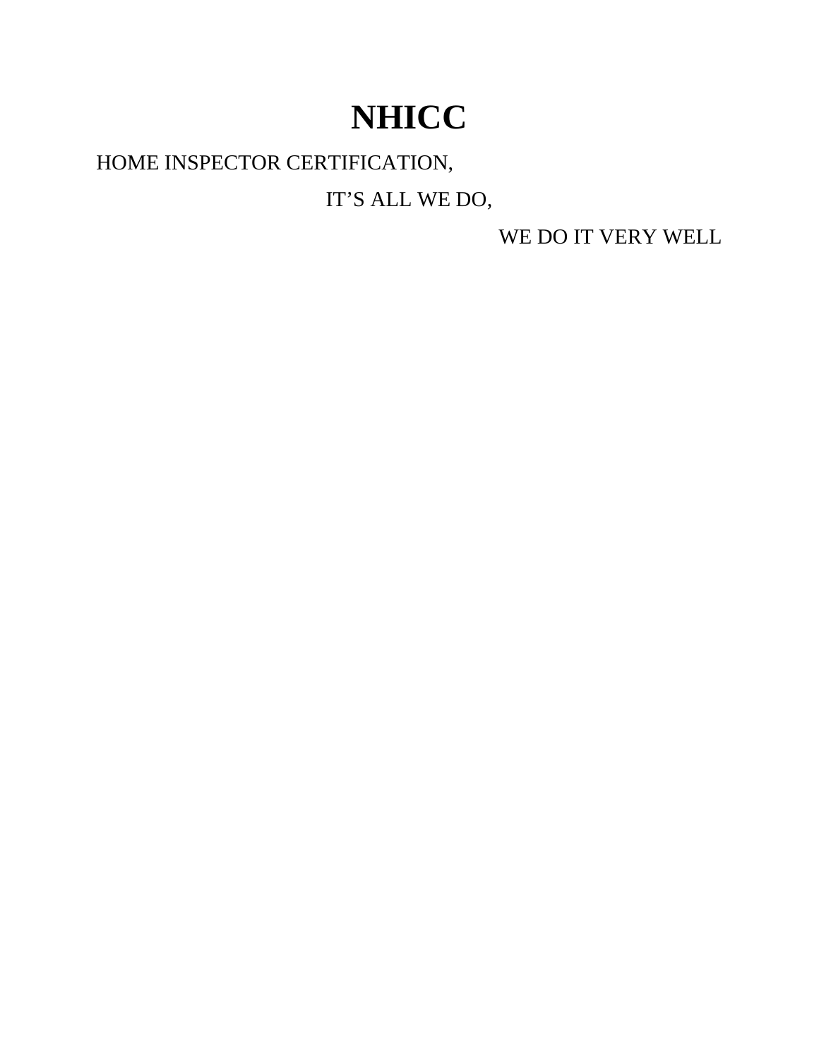# NHICC

HOME INSPECTOR CERTIFICATION,

IT’S ALL WE DO,

WE DO IT VERY WELL